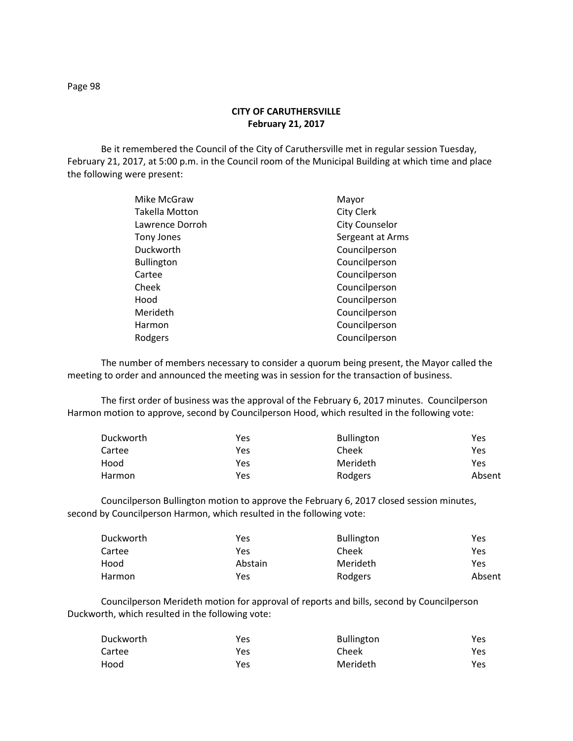**CITY OF CARUTHERSVILLE**
**February 21, 2017**

Be it remembered the Council of the City of Caruthersville met in regular session Tuesday, February 21, 2017, at 5:00 p.m. in the Council room of the Municipal Building at which time and place the following were present:

| | |
|---|---|
| Mike McGraw | Mayor |
| Takella Motton | City Clerk |
| Lawrence Dorroh | City Counselor |
| Tony Jones | Sergeant at Arms |
| Duckworth | Councilperson |
| Bullington | Councilperson |
| Cartee | Councilperson |
| Cheek | Councilperson |
| Hood | Councilperson |
| Merideth | Councilperson |
| Harmon | Councilperson |
| Rodgers | Councilperson |

The number of members necessary to consider a quorum being present, the Mayor called the meeting to order and announced the meeting was in session for the transaction of business.

The first order of business was the approval of the February 6, 2017 minutes. Councilperson Harmon motion to approve, second by Councilperson Hood, which resulted in the following vote:

| | | | |
|---|---|---|---|
| Duckworth | Yes | Bullington | Yes |
| Cartee | Yes | Cheek | Yes |
| Hood | Yes | Merideth | Yes |
| Harmon | Yes | Rodgers | Absent |

Councilperson Bullington motion to approve the February 6, 2017 closed session minutes, second by Councilperson Harmon, which resulted in the following vote:

| | | | |
|---|---|---|---|
| Duckworth | Yes | Bullington | Yes |
| Cartee | Yes | Cheek | Yes |
| Hood | Abstain | Merideth | Yes |
| Harmon | Yes | Rodgers | Absent |

Councilperson Merideth motion for approval of reports and bills, second by Councilperson Duckworth, which resulted in the following vote:

| | | | |
|---|---|---|---|
| Duckworth | Yes | Bullington | Yes |
| Cartee | Yes | Cheek | Yes |
| Hood | Yes | Merideth | Yes |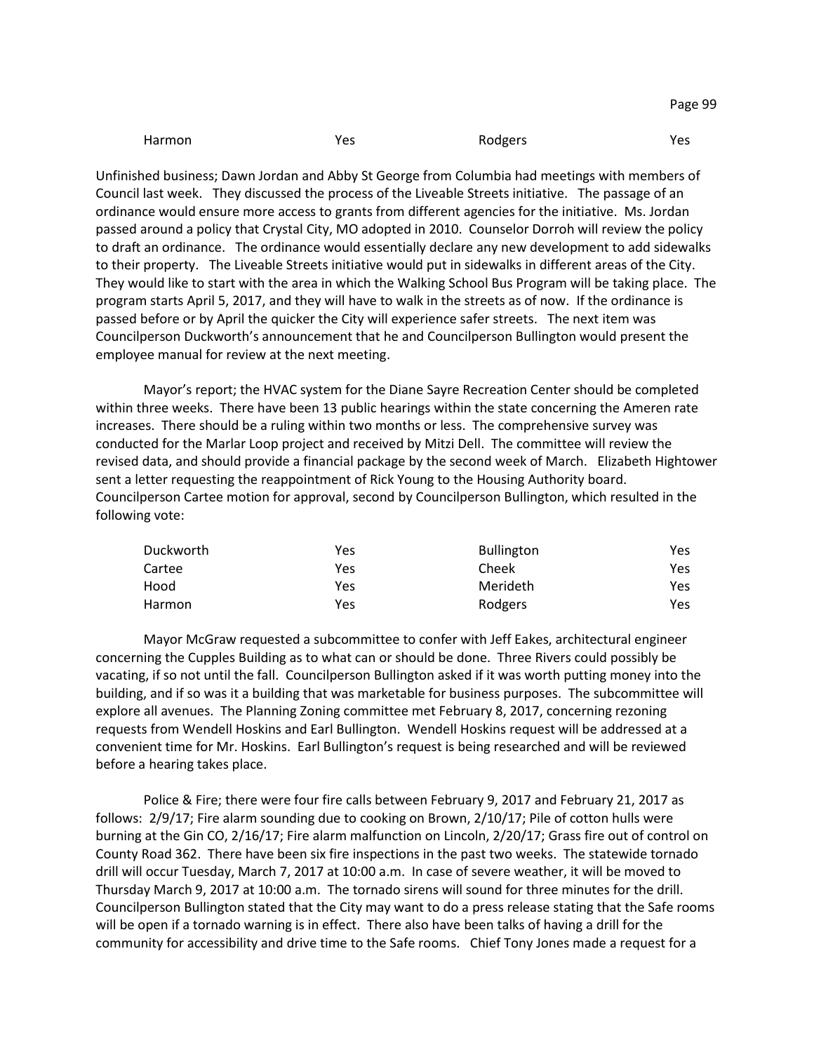| Harmon | Yes | Rodgers | Yes |
|---|---|---|---|

Unfinished business; Dawn Jordan and Abby St George from Columbia had meetings with members of Council last week. They discussed the process of the Liveable Streets initiative. The passage of an ordinance would ensure more access to grants from different agencies for the initiative. Ms. Jordan passed around a policy that Crystal City, MO adopted in 2010. Counselor Dorroh will review the policy to draft an ordinance. The ordinance would essentially declare any new development to add sidewalks to their property. The Liveable Streets initiative would put in sidewalks in different areas of the City. They would like to start with the area in which the Walking School Bus Program will be taking place. The program starts April 5, 2017, and they will have to walk in the streets as of now. If the ordinance is passed before or by April the quicker the City will experience safer streets. The next item was Councilperson Duckworth's announcement that he and Councilperson Bullington would present the employee manual for review at the next meeting.

Mayor's report; the HVAC system for the Diane Sayre Recreation Center should be completed within three weeks. There have been 13 public hearings within the state concerning the Ameren rate increases. There should be a ruling within two months or less. The comprehensive survey was conducted for the Marlar Loop project and received by Mitzi Dell. The committee will review the revised data, and should provide a financial package by the second week of March. Elizabeth Hightower sent a letter requesting the reappointment of Rick Young to the Housing Authority board. Councilperson Cartee motion for approval, second by Councilperson Bullington, which resulted in the following vote:

| Duckworth | Yes | Bullington | Yes |
|---|---|---|---|
| Cartee | Yes | Cheek | Yes |
| Hood | Yes | Merideth | Yes |
| Harmon | Yes | Rodgers | Yes |

Mayor McGraw requested a subcommittee to confer with Jeff Eakes, architectural engineer concerning the Cupples Building as to what can or should be done. Three Rivers could possibly be vacating, if so not until the fall. Councilperson Bullington asked if it was worth putting money into the building, and if so was it a building that was marketable for business purposes. The subcommittee will explore all avenues. The Planning Zoning committee met February 8, 2017, concerning rezoning requests from Wendell Hoskins and Earl Bullington. Wendell Hoskins request will be addressed at a convenient time for Mr. Hoskins. Earl Bullington's request is being researched and will be reviewed before a hearing takes place.

Police & Fire; there were four fire calls between February 9, 2017 and February 21, 2017 as follows: 2/9/17; Fire alarm sounding due to cooking on Brown, 2/10/17; Pile of cotton hulls were burning at the Gin CO, 2/16/17; Fire alarm malfunction on Lincoln, 2/20/17; Grass fire out of control on County Road 362. There have been six fire inspections in the past two weeks. The statewide tornado drill will occur Tuesday, March 7, 2017 at 10:00 a.m. In case of severe weather, it will be moved to Thursday March 9, 2017 at 10:00 a.m. The tornado sirens will sound for three minutes for the drill. Councilperson Bullington stated that the City may want to do a press release stating that the Safe rooms will be open if a tornado warning is in effect. There also have been talks of having a drill for the community for accessibility and drive time to the Safe rooms. Chief Tony Jones made a request for a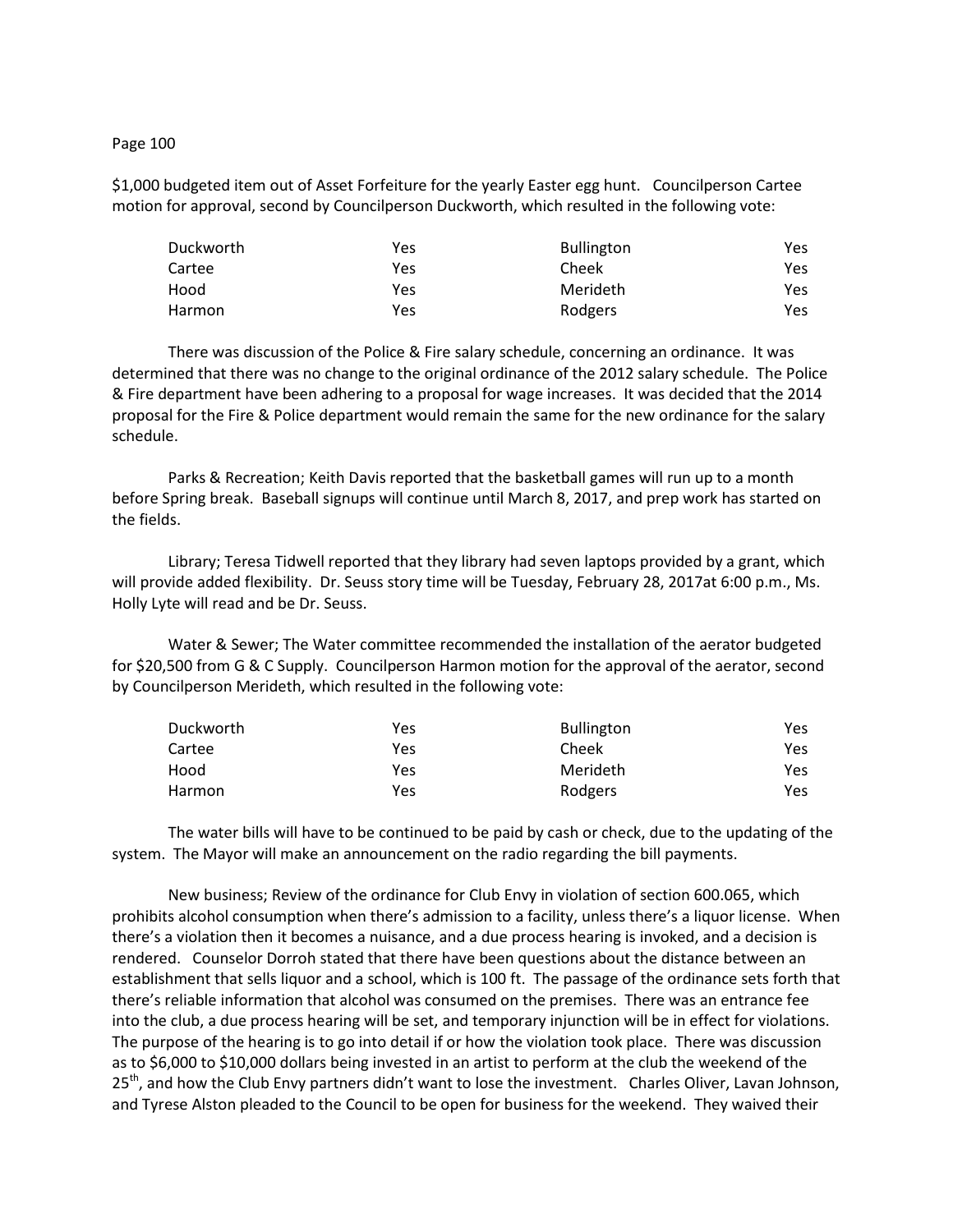$1,000 budgeted item out of Asset Forfeiture for the yearly Easter egg hunt. Councilperson Cartee motion for approval, second by Councilperson Duckworth, which resulted in the following vote:

| | | | |
|---|---|---|---|
| Duckworth | Yes | Bullington | Yes |
| Cartee | Yes | Cheek | Yes |
| Hood | Yes | Merideth | Yes |
| Harmon | Yes | Rodgers | Yes |

There was discussion of the Police & Fire salary schedule, concerning an ordinance. It was determined that there was no change to the original ordinance of the 2012 salary schedule. The Police & Fire department have been adhering to a proposal for wage increases. It was decided that the 2014 proposal for the Fire & Police department would remain the same for the new ordinance for the salary schedule.

Parks & Recreation; Keith Davis reported that the basketball games will run up to a month before Spring break. Baseball signups will continue until March 8, 2017, and prep work has started on the fields.

Library; Teresa Tidwell reported that they library had seven laptops provided by a grant, which will provide added flexibility. Dr. Seuss story time will be Tuesday, February 28, 2017at 6:00 p.m., Ms. Holly Lyte will read and be Dr. Seuss.

Water & Sewer; The Water committee recommended the installation of the aerator budgeted for $20,500 from G & C Supply. Councilperson Harmon motion for the approval of the aerator, second by Councilperson Merideth, which resulted in the following vote:

| | | | |
|---|---|---|---|
| Duckworth | Yes | Bullington | Yes |
| Cartee | Yes | Cheek | Yes |
| Hood | Yes | Merideth | Yes |
| Harmon | Yes | Rodgers | Yes |

The water bills will have to be continued to be paid by cash or check, due to the updating of the system. The Mayor will make an announcement on the radio regarding the bill payments.

New business; Review of the ordinance for Club Envy in violation of section 600.065, which prohibits alcohol consumption when there's admission to a facility, unless there's a liquor license. When there's a violation then it becomes a nuisance, and a due process hearing is invoked, and a decision is rendered. Counselor Dorroh stated that there have been questions about the distance between an establishment that sells liquor and a school, which is 100 ft. The passage of the ordinance sets forth that there's reliable information that alcohol was consumed on the premises. There was an entrance fee into the club, a due process hearing will be set, and temporary injunction will be in effect for violations. The purpose of the hearing is to go into detail if or how the violation took place. There was discussion as to $6,000 to $10,000 dollars being invested in an artist to perform at the club the weekend of the 25th, and how the Club Envy partners didn't want to lose the investment. Charles Oliver, Lavan Johnson, and Tyrese Alston pleaded to the Council to be open for business for the weekend. They waived their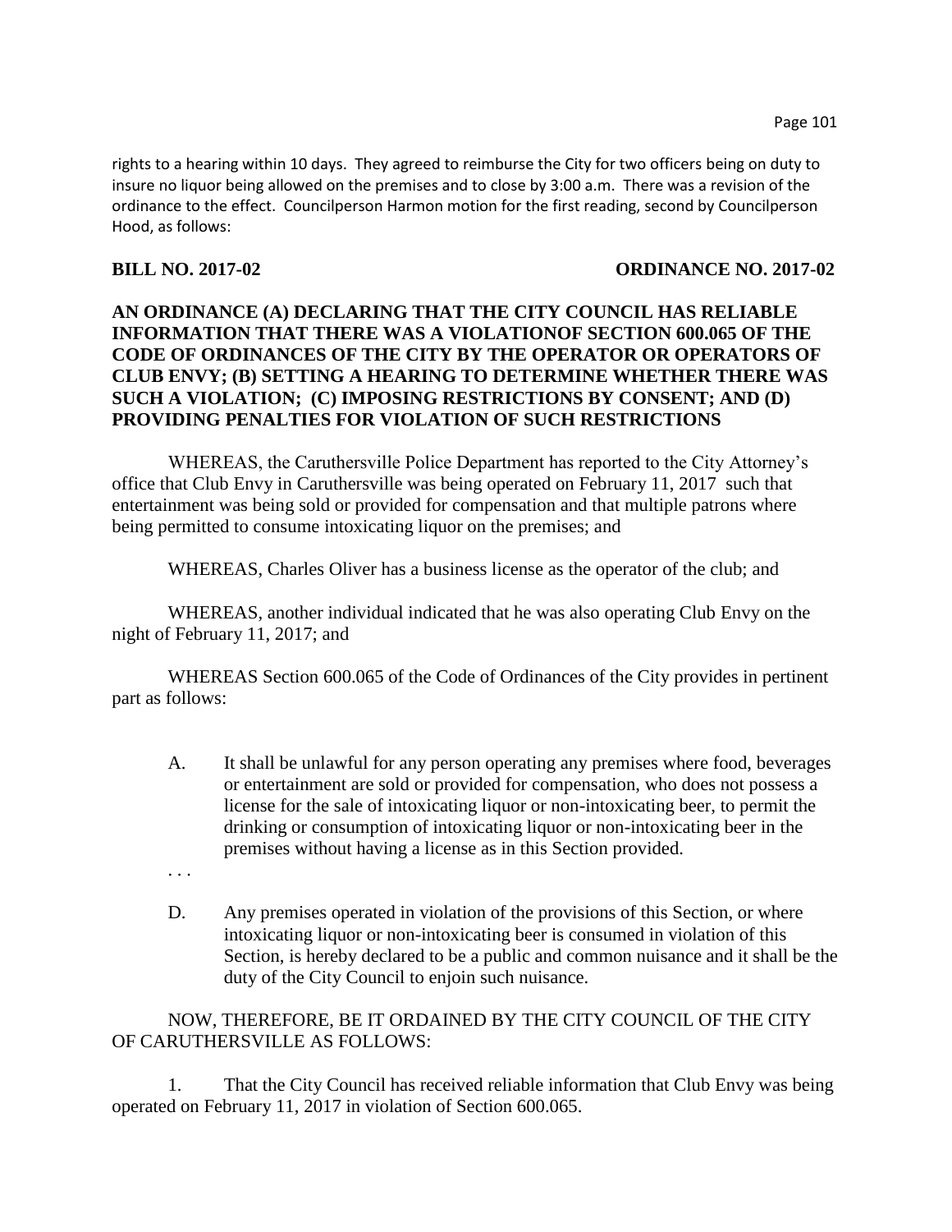rights to a hearing within 10 days. They agreed to reimburse the City for two officers being on duty to insure no liquor being allowed on the premises and to close by 3:00 a.m. There was a revision of the ordinance to the effect. Councilperson Harmon motion for the first reading, second by Councilperson Hood, as follows:

**BILL NO. 2017-02** **ORDINANCE NO. 2017-02**

**AN ORDINANCE (A) DECLARING THAT THE CITY COUNCIL HAS RELIABLE INFORMATION THAT THERE WAS A VIOLATIONOF SECTION 600.065 OF THE CODE OF ORDINANCES OF THE CITY BY THE OPERATOR OR OPERATORS OF CLUB ENVY; (B) SETTING A HEARING TO DETERMINE WHETHER THERE WAS SUCH A VIOLATION; (C) IMPOSING RESTRICTIONS BY CONSENT; AND (D) PROVIDING PENALTIES FOR VIOLATION OF SUCH RESTRICTIONS**

WHEREAS, the Caruthersville Police Department has reported to the City Attorney's office that Club Envy in Caruthersville was being operated on February 11, 2017 such that entertainment was being sold or provided for compensation and that multiple patrons where being permitted to consume intoxicating liquor on the premises; and

WHEREAS, Charles Oliver has a business license as the operator of the club; and

WHEREAS, another individual indicated that he was also operating Club Envy on the night of February 11, 2017; and

WHEREAS Section 600.065 of the Code of Ordinances of the City provides in pertinent part as follows:

A. It shall be unlawful for any person operating any premises where food, beverages or entertainment are sold or provided for compensation, who does not possess a license for the sale of intoxicating liquor or non-intoxicating beer, to permit the drinking or consumption of intoxicating liquor or non-intoxicating beer in the premises without having a license as in this Section provided.

. . .

D. Any premises operated in violation of the provisions of this Section, or where intoxicating liquor or non-intoxicating beer is consumed in violation of this Section, is hereby declared to be a public and common nuisance and it shall be the duty of the City Council to enjoin such nuisance.

NOW, THEREFORE, BE IT ORDAINED BY THE CITY COUNCIL OF THE CITY OF CARUTHERSVILLE AS FOLLOWS:

1. That the City Council has received reliable information that Club Envy was being operated on February 11, 2017 in violation of Section 600.065.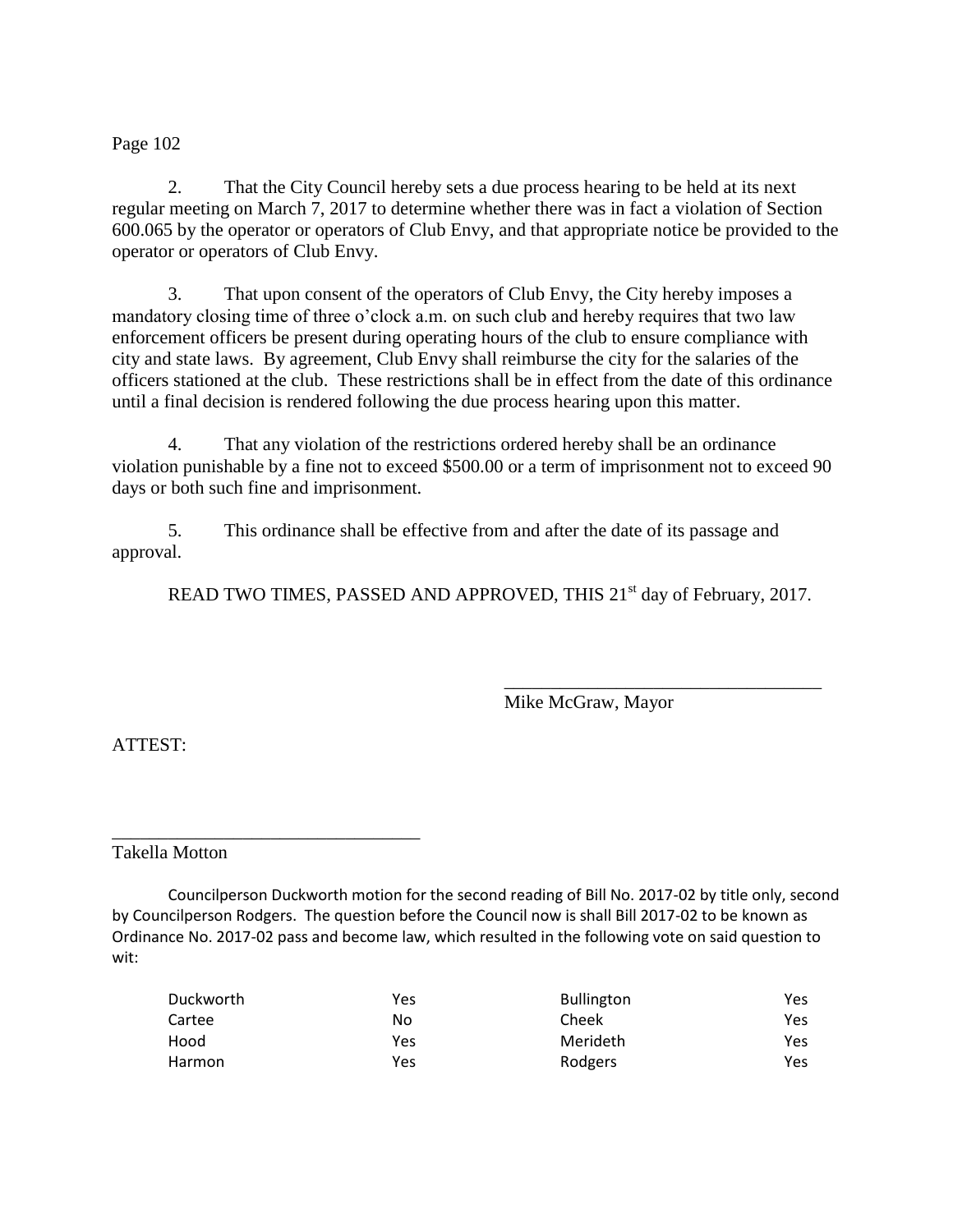2. That the City Council hereby sets a due process hearing to be held at its next regular meeting on March 7, 2017 to determine whether there was in fact a violation of Section 600.065 by the operator or operators of Club Envy, and that appropriate notice be provided to the operator or operators of Club Envy.

3. That upon consent of the operators of Club Envy, the City hereby imposes a mandatory closing time of three o'clock a.m. on such club and hereby requires that two law enforcement officers be present during operating hours of the club to ensure compliance with city and state laws. By agreement, Club Envy shall reimburse the city for the salaries of the officers stationed at the club. These restrictions shall be in effect from the date of this ordinance until a final decision is rendered following the due process hearing upon this matter.

4. That any violation of the restrictions ordered hereby shall be an ordinance violation punishable by a fine not to exceed $500.00 or a term of imprisonment not to exceed 90 days or both such fine and imprisonment.

5. This ordinance shall be effective from and after the date of its passage and approval.

READ TWO TIMES, PASSED AND APPROVED, THIS 21st day of February, 2017.

\_\_\_\_\_\_\_\_\_\_\_\_\_\_\_\_\_\_\_\_\_\_\_\_\_\_\_\_\_\_\_\_\_\_
Mike McGraw, Mayor

ATTEST:

\_\_\_\_\_\_\_\_\_\_\_\_\_\_\_\_\_\_\_\_\_\_\_\_\_\_\_\_\_\_\_\_\_\_
Takella Motton

Councilperson Duckworth motion for the second reading of Bill No. 2017-02 by title only, second by Councilperson Rodgers. The question before the Council now is shall Bill 2017-02 to be known as Ordinance No. 2017-02 pass and become law, which resulted in the following vote on said question to wit:

| | | | |
|---|---|---|---|
| Duckworth | Yes | Bullington | Yes |
| Cartee | No | Cheek | Yes |
| Hood | Yes | Merideth | Yes |
| Harmon | Yes | Rodgers | Yes |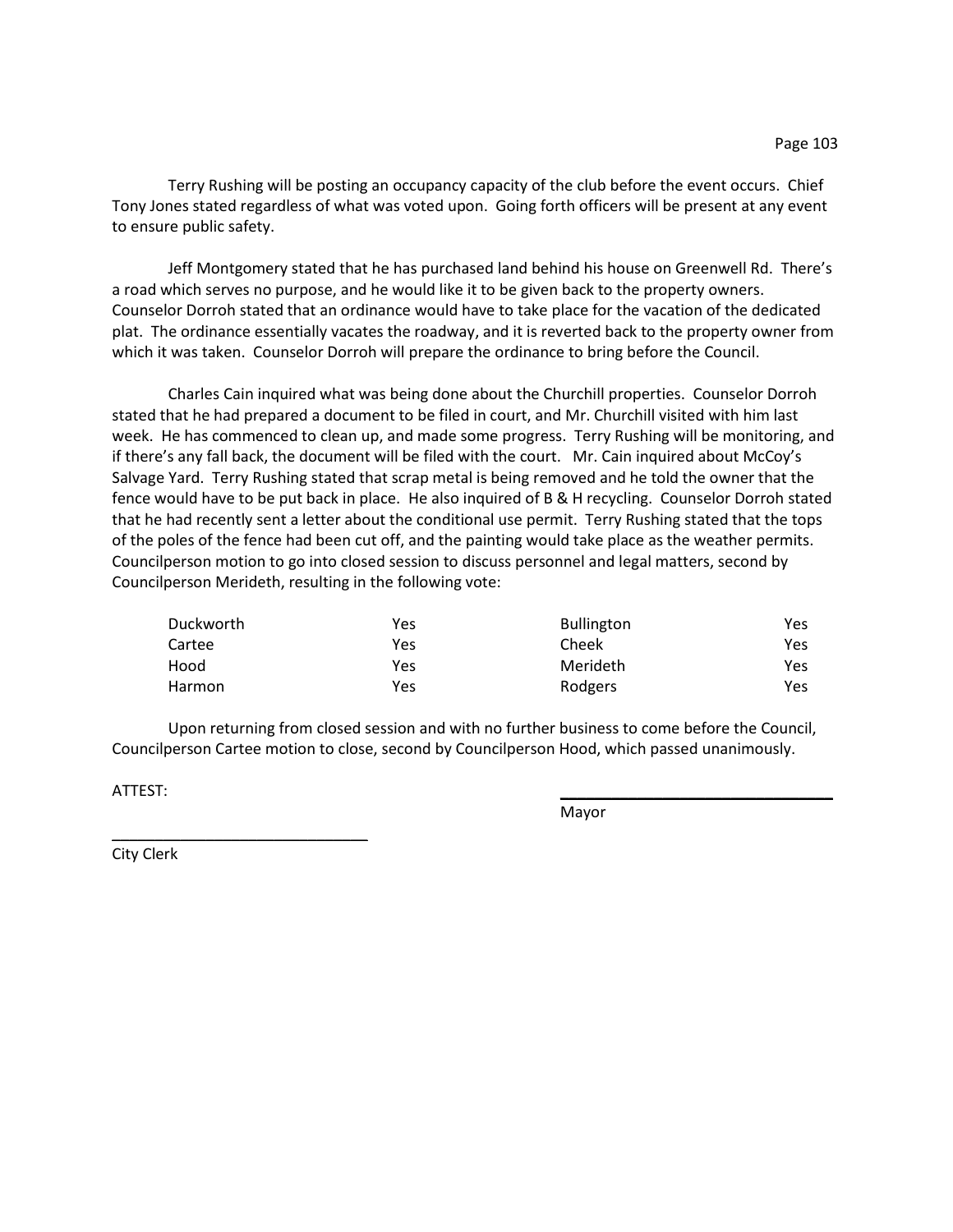Terry Rushing will be posting an occupancy capacity of the club before the event occurs. Chief Tony Jones stated regardless of what was voted upon. Going forth officers will be present at any event to ensure public safety.

Jeff Montgomery stated that he has purchased land behind his house on Greenwell Rd. There's a road which serves no purpose, and he would like it to be given back to the property owners. Counselor Dorroh stated that an ordinance would have to take place for the vacation of the dedicated plat. The ordinance essentially vacates the roadway, and it is reverted back to the property owner from which it was taken. Counselor Dorroh will prepare the ordinance to bring before the Council.

Charles Cain inquired what was being done about the Churchill properties. Counselor Dorroh stated that he had prepared a document to be filed in court, and Mr. Churchill visited with him last week. He has commenced to clean up, and made some progress. Terry Rushing will be monitoring, and if there's any fall back, the document will be filed with the court. Mr. Cain inquired about McCoy's Salvage Yard. Terry Rushing stated that scrap metal is being removed and he told the owner that the fence would have to be put back in place. He also inquired of B & H recycling. Counselor Dorroh stated that he had recently sent a letter about the conditional use permit. Terry Rushing stated that the tops of the poles of the fence had been cut off, and the painting would take place as the weather permits. Councilperson motion to go into closed session to discuss personnel and legal matters, second by Councilperson Merideth, resulting in the following vote:

| | | | |
|---|---|---|---|
| Duckworth | Yes | Bullington | Yes |
| Cartee | Yes | Cheek | Yes |
| Hood | Yes | Merideth | Yes |
| Harmon | Yes | Rodgers | Yes |

Upon returning from closed session and with no further business to come before the Council, Councilperson Cartee motion to close, second by Councilperson Hood, which passed unanimously.

ATTEST:

\_\_\_\_\_\_\_\_\_\_\_\_\_\_\_\_\_\_\_\_\_\_\_\_\_\_\_\_\_\_
Mayor

\_\_\_\_\_\_\_\_\_\_\_\_\_\_\_\_\_\_\_\_\_\_\_\_\_\_\_\_\_\_
City Clerk